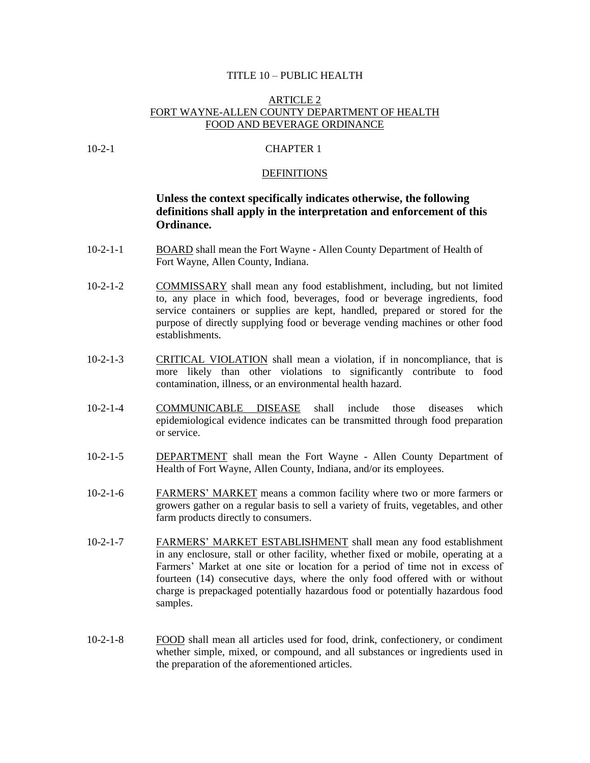# TITLE 10 – PUBLIC HEALTH

## ARTICLE 2
## FORT WAYNE-ALLEN COUNTY DEPARTMENT OF HEALTH
## FOOD AND BEVERAGE ORDINANCE

### 10-2-1 CHAPTER 1

### DEFINITIONS

**Unless the context specifically indicates otherwise, the following definitions shall apply in the interpretation and enforcement of this Ordinance.**

10-2-1-1 BOARD shall mean the Fort Wayne - Allen County Department of Health of Fort Wayne, Allen County, Indiana.

10-2-1-2 COMMISSARY shall mean any food establishment, including, but not limited to, any place in which food, beverages, food or beverage ingredients, food service containers or supplies are kept, handled, prepared or stored for the purpose of directly supplying food or beverage vending machines or other food establishments.

10-2-1-3 CRITICAL VIOLATION shall mean a violation, if in noncompliance, that is more likely than other violations to significantly contribute to food contamination, illness, or an environmental health hazard.

10-2-1-4 COMMUNICABLE DISEASE shall include those diseases which epidemiological evidence indicates can be transmitted through food preparation or service.

10-2-1-5 DEPARTMENT shall mean the Fort Wayne - Allen County Department of Health of Fort Wayne, Allen County, Indiana, and/or its employees.

10-2-1-6 FARMERS' MARKET means a common facility where two or more farmers or growers gather on a regular basis to sell a variety of fruits, vegetables, and other farm products directly to consumers.

10-2-1-7 FARMERS' MARKET ESTABLISHMENT shall mean any food establishment in any enclosure, stall or other facility, whether fixed or mobile, operating at a Farmers' Market at one site or location for a period of time not in excess of fourteen (14) consecutive days, where the only food offered with or without charge is prepackaged potentially hazardous food or potentially hazardous food samples.

10-2-1-8 FOOD shall mean all articles used for food, drink, confectionery, or condiment whether simple, mixed, or compound, and all substances or ingredients used in the preparation of the aforementioned articles.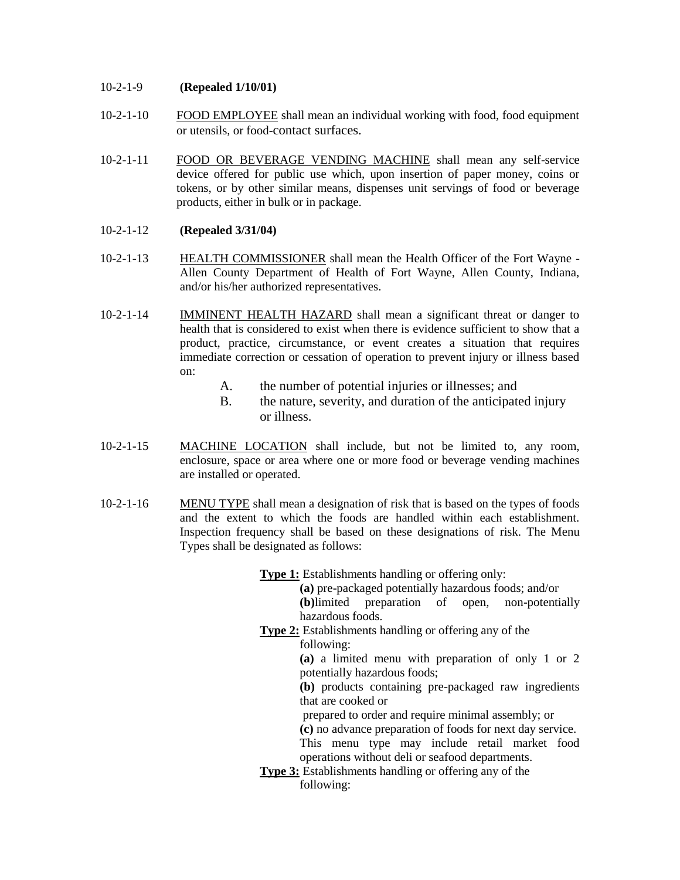10-2-1-9 **(Repealed 1/10/01)**

10-2-1-10 FOOD EMPLOYEE shall mean an individual working with food, food equipment or utensils, or food-contact surfaces.

10-2-1-11 FOOD OR BEVERAGE VENDING MACHINE shall mean any self-service device offered for public use which, upon insertion of paper money, coins or tokens, or by other similar means, dispenses unit servings of food or beverage products, either in bulk or in package.

10-2-1-12 **(Repealed 3/31/04)**

10-2-1-13 HEALTH COMMISSIONER shall mean the Health Officer of the Fort Wayne - Allen County Department of Health of Fort Wayne, Allen County, Indiana, and/or his/her authorized representatives.

10-2-1-14 IMMINENT HEALTH HAZARD shall mean a significant threat or danger to health that is considered to exist when there is evidence sufficient to show that a product, practice, circumstance, or event creates a situation that requires immediate correction or cessation of operation to prevent injury or illness based on:

A. the number of potential injuries or illnesses; and
B. the nature, severity, and duration of the anticipated injury or illness.

10-2-1-15 MACHINE LOCATION shall include, but not be limited to, any room, enclosure, space or area where one or more food or beverage vending machines are installed or operated.

10-2-1-16 MENU TYPE shall mean a designation of risk that is based on the types of foods and the extent to which the foods are handled within each establishment. Inspection frequency shall be based on these designations of risk. The Menu Types shall be designated as follows:

**Type 1:** Establishments handling or offering only:
- **(a)** pre-packaged potentially hazardous foods; and/or
- **(b)**limited preparation of open, non-potentially hazardous foods.

**Type 2:** Establishments handling or offering any of the following:
- **(a)** a limited menu with preparation of only 1 or 2 potentially hazardous foods;
- **(b)** products containing pre-packaged raw ingredients that are cooked or prepared to order and require minimal assembly; or
- **(c)** no advance preparation of foods for next day service.

This menu type may include retail market food operations without deli or seafood departments.

**Type 3:** Establishments handling or offering any of the following: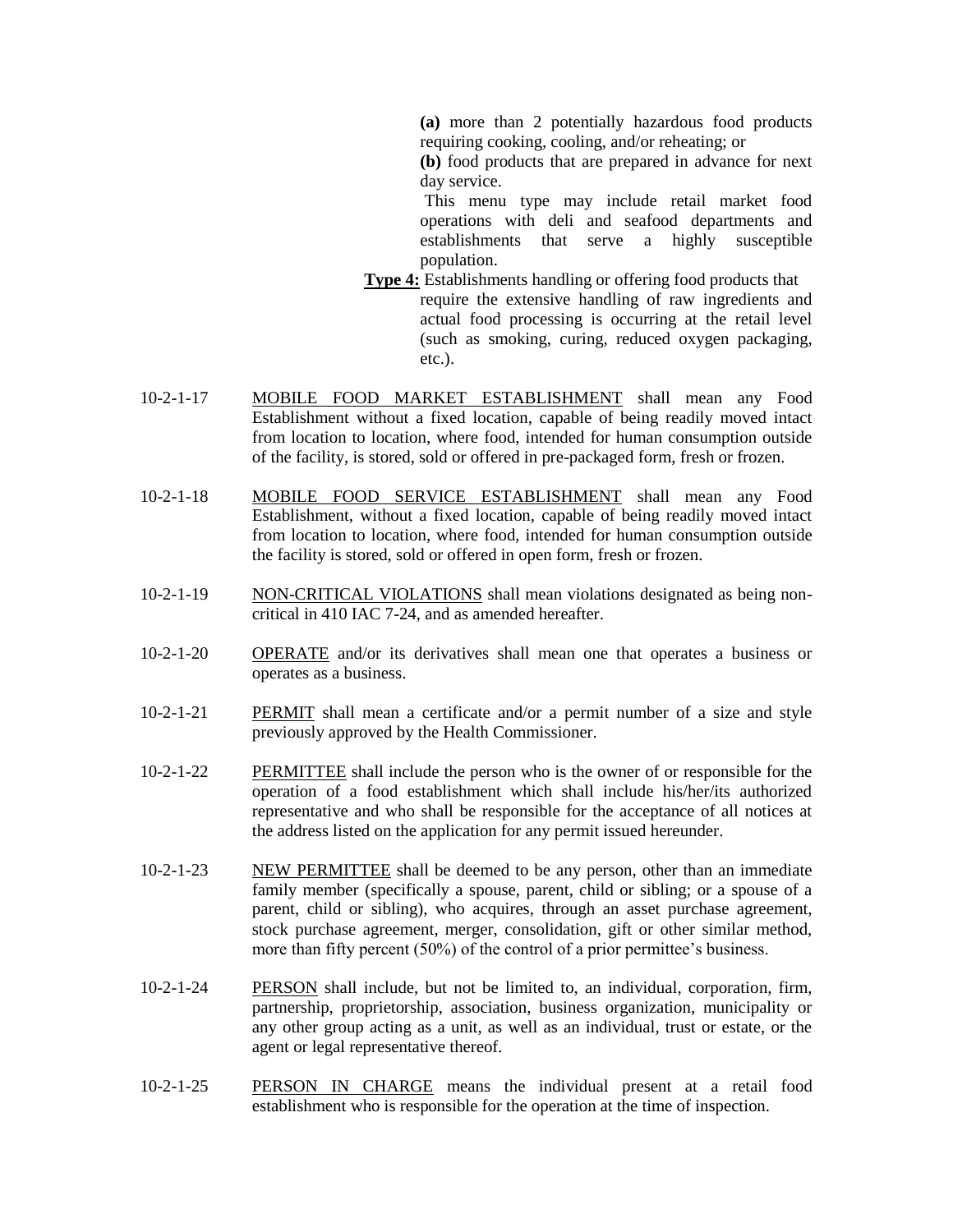**(a)** more than 2 potentially hazardous food products requiring cooking, cooling, and/or reheating; or

**(b)** food products that are prepared in advance for next day service.

This menu type may include retail market food operations with deli and seafood departments and establishments that serve a highly susceptible population.

**Type 4:** Establishments handling or offering food products that require the extensive handling of raw ingredients and actual food processing is occurring at the retail level (such as smoking, curing, reduced oxygen packaging, etc.).

10-2-1-17 MOBILE FOOD MARKET ESTABLISHMENT shall mean any Food Establishment without a fixed location, capable of being readily moved intact from location to location, where food, intended for human consumption outside of the facility, is stored, sold or offered in pre-packaged form, fresh or frozen.

10-2-1-18 MOBILE FOOD SERVICE ESTABLISHMENT shall mean any Food Establishment, without a fixed location, capable of being readily moved intact from location to location, where food, intended for human consumption outside the facility is stored, sold or offered in open form, fresh or frozen.

10-2-1-19 NON-CRITICAL VIOLATIONS shall mean violations designated as being non-critical in 410 IAC 7-24, and as amended hereafter.

10-2-1-20 OPERATE and/or its derivatives shall mean one that operates a business or operates as a business.

10-2-1-21 PERMIT shall mean a certificate and/or a permit number of a size and style previously approved by the Health Commissioner.

10-2-1-22 PERMITTEE shall include the person who is the owner of or responsible for the operation of a food establishment which shall include his/her/its authorized representative and who shall be responsible for the acceptance of all notices at the address listed on the application for any permit issued hereunder.

10-2-1-23 NEW PERMITTEE shall be deemed to be any person, other than an immediate family member (specifically a spouse, parent, child or sibling; or a spouse of a parent, child or sibling), who acquires, through an asset purchase agreement, stock purchase agreement, merger, consolidation, gift or other similar method, more than fifty percent (50%) of the control of a prior permittee's business.

10-2-1-24 PERSON shall include, but not be limited to, an individual, corporation, firm, partnership, proprietorship, association, business organization, municipality or any other group acting as a unit, as well as an individual, trust or estate, or the agent or legal representative thereof.

10-2-1-25 PERSON IN CHARGE means the individual present at a retail food establishment who is responsible for the operation at the time of inspection.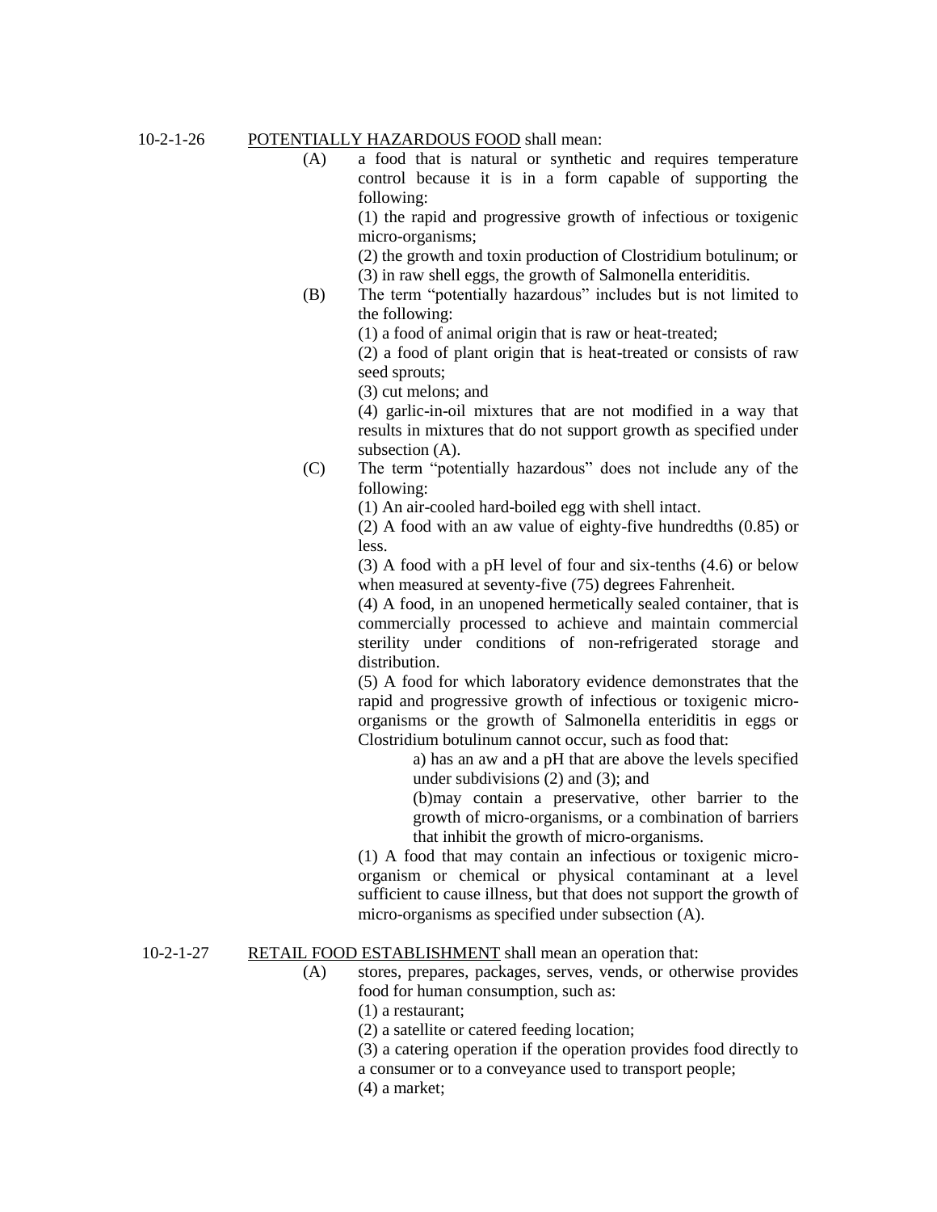10-2-1-26 <u>POTENTIALLY HAZARDOUS FOOD</u> shall mean:

(A) a food that is natural or synthetic and requires temperature control because it is in a form capable of supporting the following:

(1) the rapid and progressive growth of infectious or toxigenic micro-organisms;

(2) the growth and toxin production of Clostridium botulinum; or

(3) in raw shell eggs, the growth of Salmonella enteriditis.

(B) The term "potentially hazardous" includes but is not limited to the following:

(1) a food of animal origin that is raw or heat-treated;

(2) a food of plant origin that is heat-treated or consists of raw seed sprouts;

(3) cut melons; and

(4) garlic-in-oil mixtures that are not modified in a way that results in mixtures that do not support growth as specified under subsection (A).

(C) The term "potentially hazardous" does not include any of the following:

(1) An air-cooled hard-boiled egg with shell intact.

(2) A food with an aw value of eighty-five hundredths (0.85) or less.

(3) A food with a pH level of four and six-tenths (4.6) or below when measured at seventy-five (75) degrees Fahrenheit.

(4) A food, in an unopened hermetically sealed container, that is commercially processed to achieve and maintain commercial sterility under conditions of non-refrigerated storage and distribution.

(5) A food for which laboratory evidence demonstrates that the rapid and progressive growth of infectious or toxigenic micro-organisms or the growth of Salmonella enteriditis in eggs or Clostridium botulinum cannot occur, such as food that:

a) has an aw and a pH that are above the levels specified under subdivisions (2) and (3); and

(b)may contain a preservative, other barrier to the growth of micro-organisms, or a combination of barriers that inhibit the growth of micro-organisms.

(1) A food that may contain an infectious or toxigenic micro-organism or chemical or physical contaminant at a level sufficient to cause illness, but that does not support the growth of micro-organisms as specified under subsection (A).

10-2-1-27 <u>RETAIL FOOD ESTABLISHMENT</u> shall mean an operation that:

(A) stores, prepares, packages, serves, vends, or otherwise provides food for human consumption, such as:

(1) a restaurant;

(2) a satellite or catered feeding location;

(3) a catering operation if the operation provides food directly to a consumer or to a conveyance used to transport people;

(4) a market;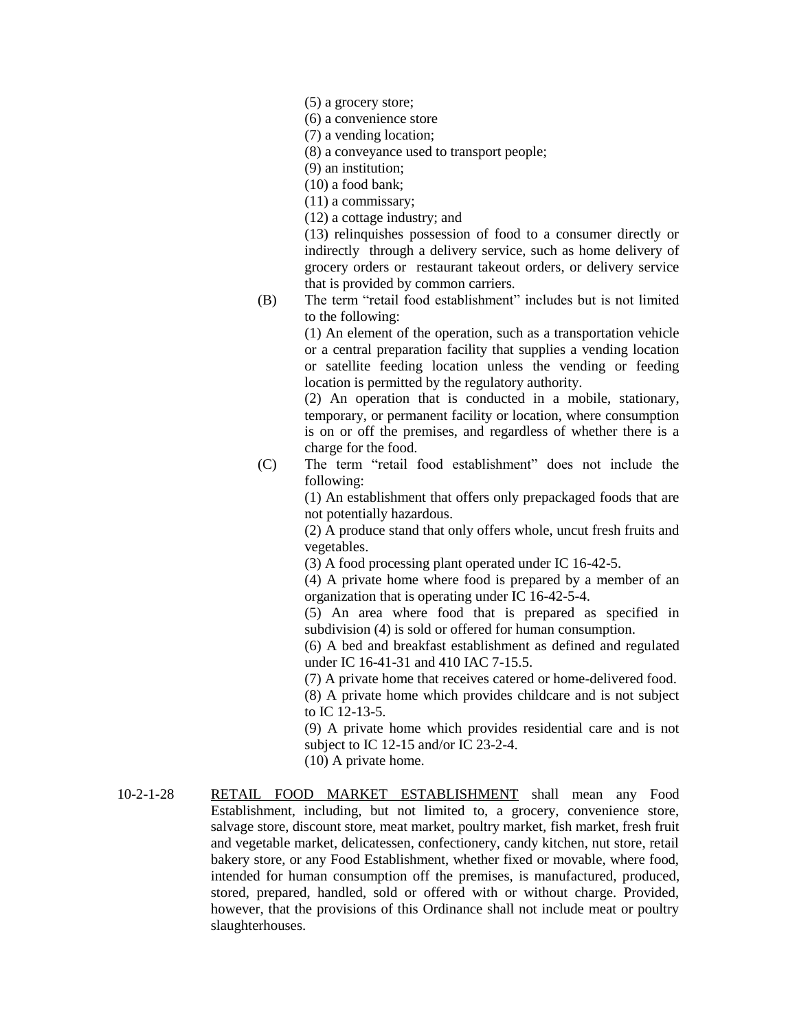(5) a grocery store;

(6) a convenience store

(7) a vending location;

(8) a conveyance used to transport people;

(9) an institution;

(10) a food bank;

(11) a commissary;

(12) a cottage industry; and

(13) relinquishes possession of food to a consumer directly or indirectly through a delivery service, such as home delivery of grocery orders or restaurant takeout orders, or delivery service that is provided by common carriers.

(B) The term "retail food establishment" includes but is not limited to the following:

(1) An element of the operation, such as a transportation vehicle or a central preparation facility that supplies a vending location or satellite feeding location unless the vending or feeding location is permitted by the regulatory authority.

(2) An operation that is conducted in a mobile, stationary, temporary, or permanent facility or location, where consumption is on or off the premises, and regardless of whether there is a charge for the food.

(C) The term "retail food establishment" does not include the following:

(1) An establishment that offers only prepackaged foods that are not potentially hazardous.

(2) A produce stand that only offers whole, uncut fresh fruits and vegetables.

(3) A food processing plant operated under IC 16-42-5.

(4) A private home where food is prepared by a member of an organization that is operating under IC 16-42-5-4.

(5) An area where food that is prepared as specified in subdivision (4) is sold or offered for human consumption.

(6) A bed and breakfast establishment as defined and regulated under IC 16-41-31 and 410 IAC 7-15.5.

(7) A private home that receives catered or home-delivered food.

(8) A private home which provides childcare and is not subject to IC 12-13-5.

(9) A private home which provides residential care and is not subject to IC 12-15 and/or IC 23-2-4.

(10) A private home.

10-2-1-28 RETAIL FOOD MARKET ESTABLISHMENT shall mean any Food Establishment, including, but not limited to, a grocery, convenience store, salvage store, discount store, meat market, poultry market, fish market, fresh fruit and vegetable market, delicatessen, confectionery, candy kitchen, nut store, retail bakery store, or any Food Establishment, whether fixed or movable, where food, intended for human consumption off the premises, is manufactured, produced, stored, prepared, handled, sold or offered with or without charge. Provided, however, that the provisions of this Ordinance shall not include meat or poultry slaughterhouses.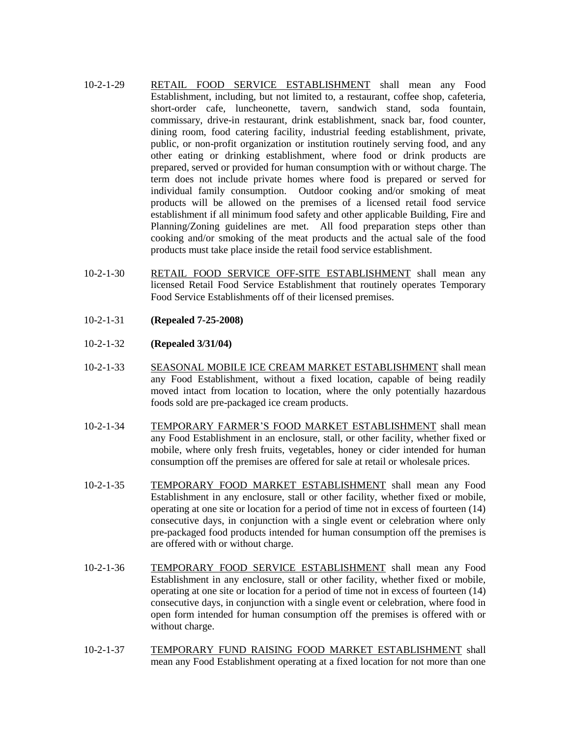10-2-1-29 RETAIL FOOD SERVICE ESTABLISHMENT shall mean any Food Establishment, including, but not limited to, a restaurant, coffee shop, cafeteria, short-order cafe, luncheonette, tavern, sandwich stand, soda fountain, commissary, drive-in restaurant, drink establishment, snack bar, food counter, dining room, food catering facility, industrial feeding establishment, private, public, or non-profit organization or institution routinely serving food, and any other eating or drinking establishment, where food or drink products are prepared, served or provided for human consumption with or without charge. The term does not include private homes where food is prepared or served for individual family consumption. Outdoor cooking and/or smoking of meat products will be allowed on the premises of a licensed retail food service establishment if all minimum food safety and other applicable Building, Fire and Planning/Zoning guidelines are met. All food preparation steps other than cooking and/or smoking of the meat products and the actual sale of the food products must take place inside the retail food service establishment.

10-2-1-30 RETAIL FOOD SERVICE OFF-SITE ESTABLISHMENT shall mean any licensed Retail Food Service Establishment that routinely operates Temporary Food Service Establishments off of their licensed premises.

10-2-1-31 **(Repealed 7-25-2008)**

10-2-1-32 **(Repealed 3/31/04)**

10-2-1-33 SEASONAL MOBILE ICE CREAM MARKET ESTABLISHMENT shall mean any Food Establishment, without a fixed location, capable of being readily moved intact from location to location, where the only potentially hazardous foods sold are pre-packaged ice cream products.

10-2-1-34 TEMPORARY FARMER'S FOOD MARKET ESTABLISHMENT shall mean any Food Establishment in an enclosure, stall, or other facility, whether fixed or mobile, where only fresh fruits, vegetables, honey or cider intended for human consumption off the premises are offered for sale at retail or wholesale prices.

10-2-1-35 TEMPORARY FOOD MARKET ESTABLISHMENT shall mean any Food Establishment in any enclosure, stall or other facility, whether fixed or mobile, operating at one site or location for a period of time not in excess of fourteen (14) consecutive days, in conjunction with a single event or celebration where only pre-packaged food products intended for human consumption off the premises is are offered with or without charge.

10-2-1-36 TEMPORARY FOOD SERVICE ESTABLISHMENT shall mean any Food Establishment in any enclosure, stall or other facility, whether fixed or mobile, operating at one site or location for a period of time not in excess of fourteen (14) consecutive days, in conjunction with a single event or celebration, where food in open form intended for human consumption off the premises is offered with or without charge.

10-2-1-37 TEMPORARY FUND RAISING FOOD MARKET ESTABLISHMENT shall mean any Food Establishment operating at a fixed location for not more than one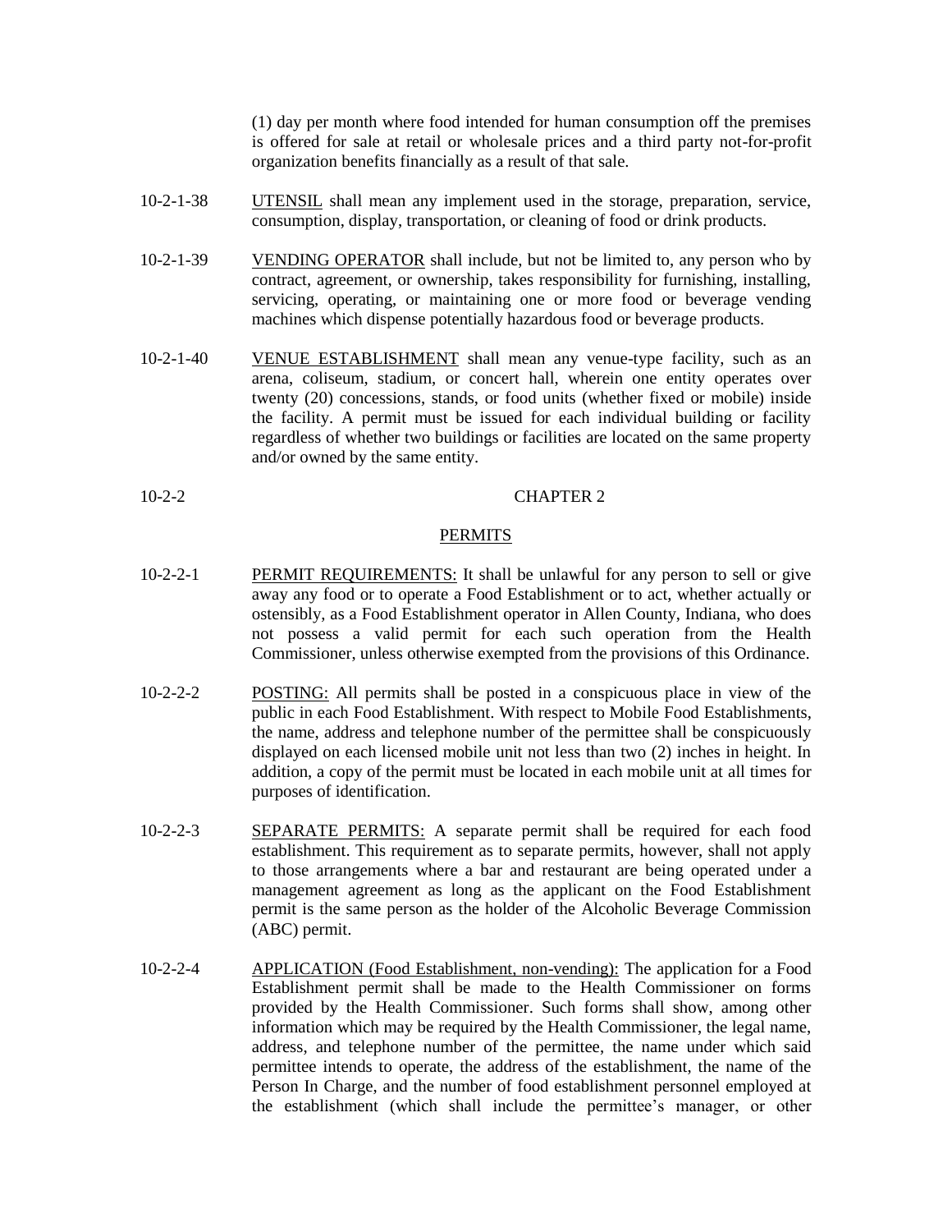(1) day per month where food intended for human consumption off the premises is offered for sale at retail or wholesale prices and a third party not-for-profit organization benefits financially as a result of that sale.

10-2-1-38 UTENSIL shall mean any implement used in the storage, preparation, service, consumption, display, transportation, or cleaning of food or drink products.

10-2-1-39 VENDING OPERATOR shall include, but not be limited to, any person who by contract, agreement, or ownership, takes responsibility for furnishing, installing, servicing, operating, or maintaining one or more food or beverage vending machines which dispense potentially hazardous food or beverage products.

10-2-1-40 VENUE ESTABLISHMENT shall mean any venue-type facility, such as an arena, coliseum, stadium, or concert hall, wherein one entity operates over twenty (20) concessions, stands, or food units (whether fixed or mobile) inside the facility. A permit must be issued for each individual building or facility regardless of whether two buildings or facilities are located on the same property and/or owned by the same entity.

## 10-2-2 CHAPTER 2

## PERMITS

10-2-2-1 PERMIT REQUIREMENTS: It shall be unlawful for any person to sell or give away any food or to operate a Food Establishment or to act, whether actually or ostensibly, as a Food Establishment operator in Allen County, Indiana, who does not possess a valid permit for each such operation from the Health Commissioner, unless otherwise exempted from the provisions of this Ordinance.

10-2-2-2 POSTING: All permits shall be posted in a conspicuous place in view of the public in each Food Establishment. With respect to Mobile Food Establishments, the name, address and telephone number of the permittee shall be conspicuously displayed on each licensed mobile unit not less than two (2) inches in height. In addition, a copy of the permit must be located in each mobile unit at all times for purposes of identification.

10-2-2-3 SEPARATE PERMITS: A separate permit shall be required for each food establishment. This requirement as to separate permits, however, shall not apply to those arrangements where a bar and restaurant are being operated under a management agreement as long as the applicant on the Food Establishment permit is the same person as the holder of the Alcoholic Beverage Commission (ABC) permit.

10-2-2-4 APPLICATION (Food Establishment, non-vending): The application for a Food Establishment permit shall be made to the Health Commissioner on forms provided by the Health Commissioner. Such forms shall show, among other information which may be required by the Health Commissioner, the legal name, address, and telephone number of the permittee, the name under which said permittee intends to operate, the address of the establishment, the name of the Person In Charge, and the number of food establishment personnel employed at the establishment (which shall include the permittee's manager, or other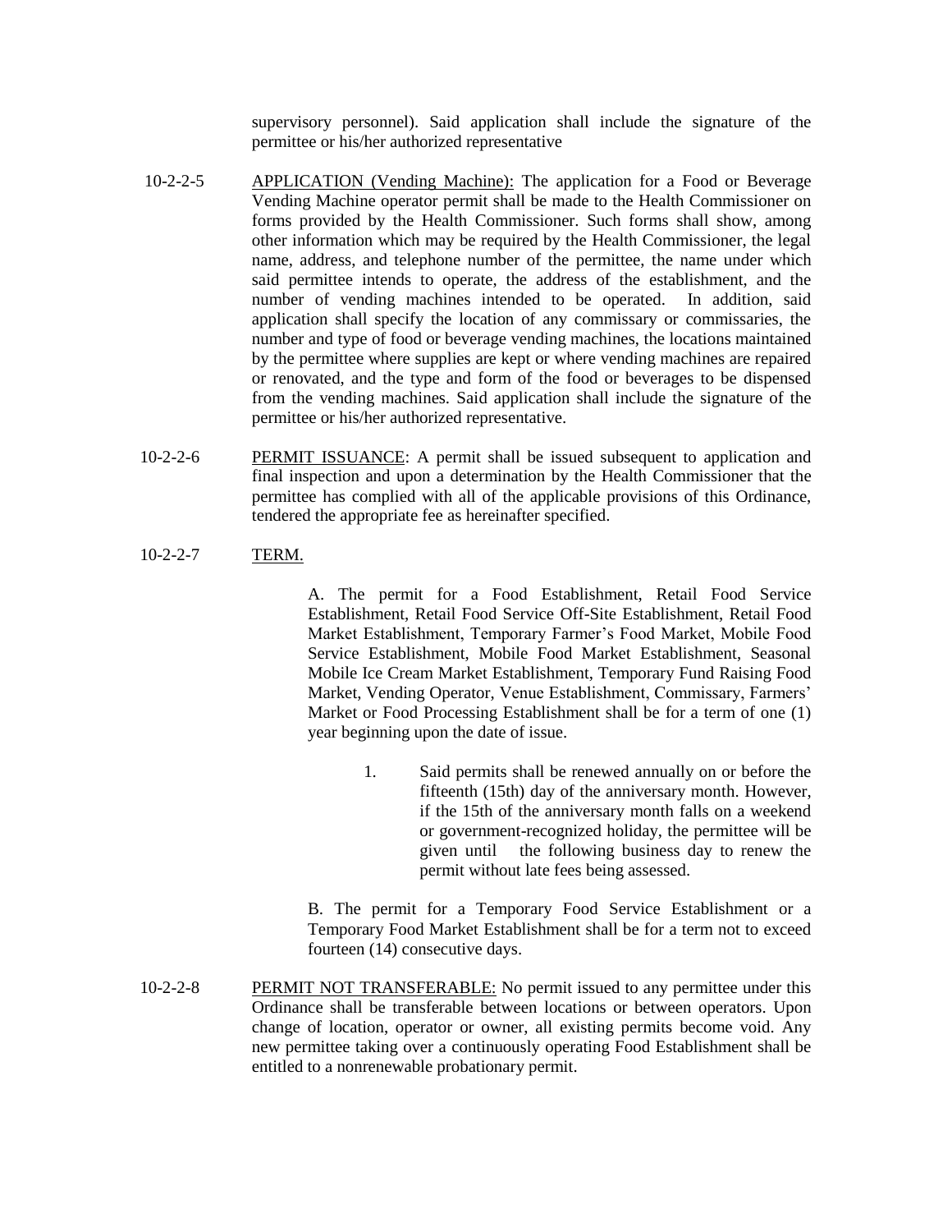supervisory personnel). Said application shall include the signature of the permittee or his/her authorized representative

10-2-2-5 APPLICATION (Vending Machine): The application for a Food or Beverage Vending Machine operator permit shall be made to the Health Commissioner on forms provided by the Health Commissioner. Such forms shall show, among other information which may be required by the Health Commissioner, the legal name, address, and telephone number of the permittee, the name under which said permittee intends to operate, the address of the establishment, and the number of vending machines intended to be operated. In addition, said application shall specify the location of any commissary or commissaries, the number and type of food or beverage vending machines, the locations maintained by the permittee where supplies are kept or where vending machines are repaired or renovated, and the type and form of the food or beverages to be dispensed from the vending machines. Said application shall include the signature of the permittee or his/her authorized representative.

10-2-2-6 PERMIT ISSUANCE: A permit shall be issued subsequent to application and final inspection and upon a determination by the Health Commissioner that the permittee has complied with all of the applicable provisions of this Ordinance, tendered the appropriate fee as hereinafter specified.

10-2-2-7 TERM.

A. The permit for a Food Establishment, Retail Food Service Establishment, Retail Food Service Off-Site Establishment, Retail Food Market Establishment, Temporary Farmer's Food Market, Mobile Food Service Establishment, Mobile Food Market Establishment, Seasonal Mobile Ice Cream Market Establishment, Temporary Fund Raising Food Market, Vending Operator, Venue Establishment, Commissary, Farmers' Market or Food Processing Establishment shall be for a term of one (1) year beginning upon the date of issue.

1. Said permits shall be renewed annually on or before the fifteenth (15th) day of the anniversary month. However, if the 15th of the anniversary month falls on a weekend or government-recognized holiday, the permittee will be given until the following business day to renew the permit without late fees being assessed.

B. The permit for a Temporary Food Service Establishment or a Temporary Food Market Establishment shall be for a term not to exceed fourteen (14) consecutive days.

10-2-2-8 PERMIT NOT TRANSFERABLE: No permit issued to any permittee under this Ordinance shall be transferable between locations or between operators. Upon change of location, operator or owner, all existing permits become void. Any new permittee taking over a continuously operating Food Establishment shall be entitled to a nonrenewable probationary permit.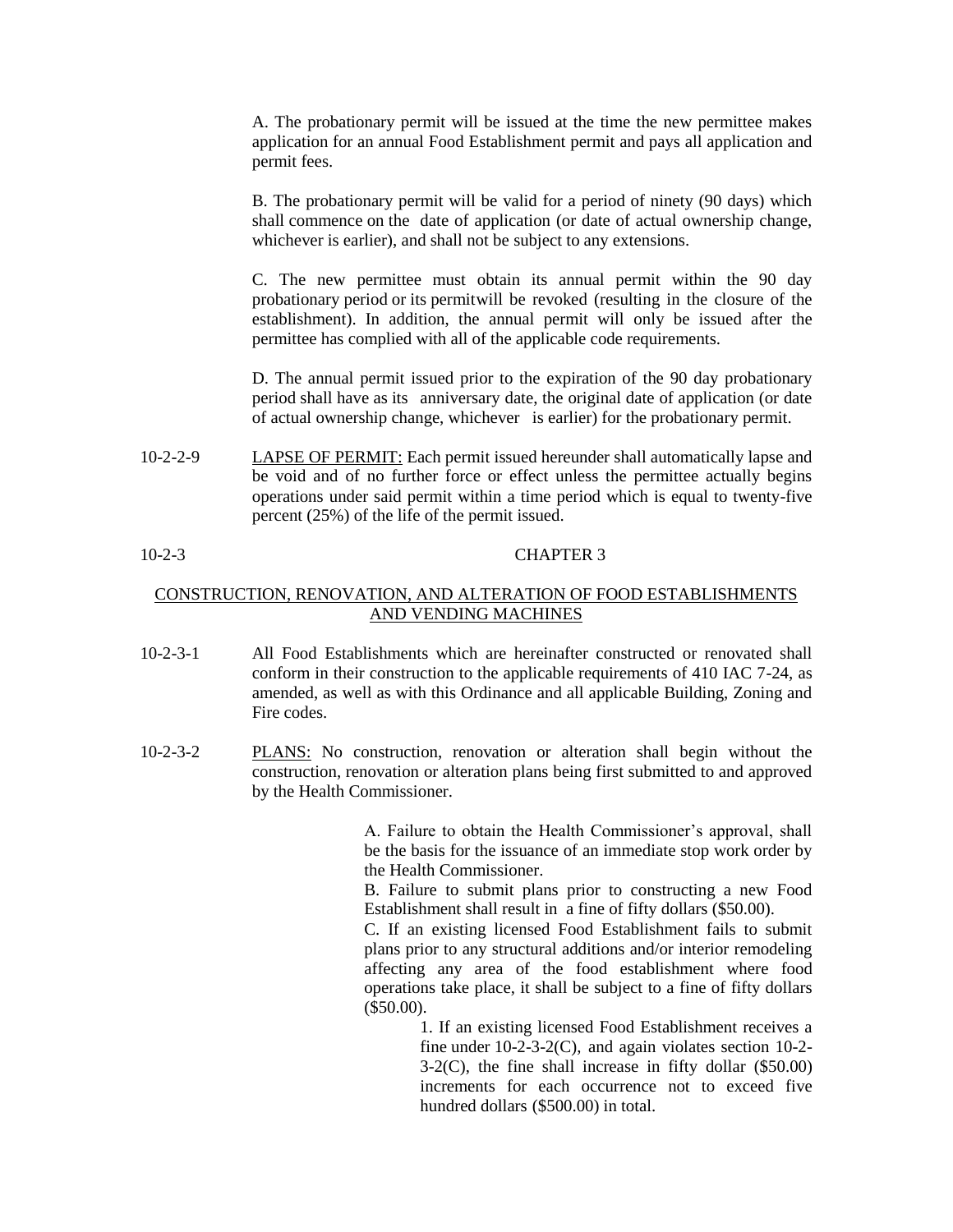A. The probationary permit will be issued at the time the new permittee makes application for an annual Food Establishment permit and pays all application and permit fees.

B. The probationary permit will be valid for a period of ninety (90 days) which shall commence on the date of application (or date of actual ownership change, whichever is earlier), and shall not be subject to any extensions.

C. The new permittee must obtain its annual permit within the 90 day probationary period or its permitwill be revoked (resulting in the closure of the establishment). In addition, the annual permit will only be issued after the permittee has complied with all of the applicable code requirements.

D. The annual permit issued prior to the expiration of the 90 day probationary period shall have as its anniversary date, the original date of application (or date of actual ownership change, whichever is earlier) for the probationary permit.

10-2-2-9 LAPSE OF PERMIT: Each permit issued hereunder shall automatically lapse and be void and of no further force or effect unless the permittee actually begins operations under said permit within a time period which is equal to twenty-five percent (25%) of the life of the permit issued.

10-2-3 CHAPTER 3

## CONSTRUCTION, RENOVATION, AND ALTERATION OF FOOD ESTABLISHMENTS AND VENDING MACHINES

10-2-3-1 All Food Establishments which are hereinafter constructed or renovated shall conform in their construction to the applicable requirements of 410 IAC 7-24, as amended, as well as with this Ordinance and all applicable Building, Zoning and Fire codes.

10-2-3-2 PLANS: No construction, renovation or alteration shall begin without the construction, renovation or alteration plans being first submitted to and approved by the Health Commissioner.

A. Failure to obtain the Health Commissioner's approval, shall be the basis for the issuance of an immediate stop work order by the Health Commissioner.

B. Failure to submit plans prior to constructing a new Food Establishment shall result in a fine of fifty dollars ($50.00).

C. If an existing licensed Food Establishment fails to submit plans prior to any structural additions and/or interior remodeling affecting any area of the food establishment where food operations take place, it shall be subject to a fine of fifty dollars ($50.00).

1. If an existing licensed Food Establishment receives a fine under 10-2-3-2(C), and again violates section 10-2-3-2(C), the fine shall increase in fifty dollar ($50.00) increments for each occurrence not to exceed five hundred dollars ($500.00) in total.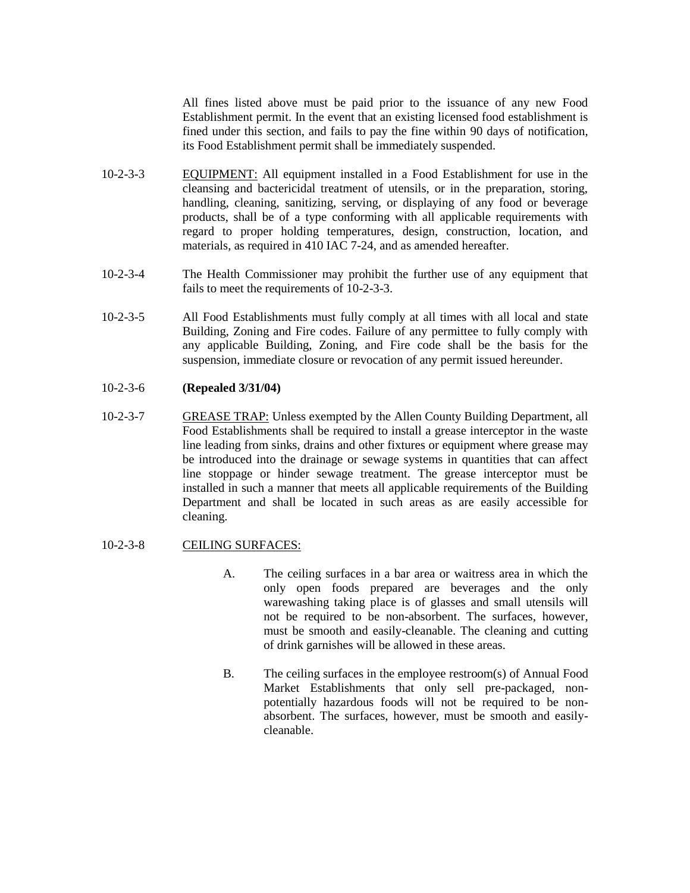All fines listed above must be paid prior to the issuance of any new Food Establishment permit. In the event that an existing licensed food establishment is fined under this section, and fails to pay the fine within 90 days of notification, its Food Establishment permit shall be immediately suspended.

10-2-3-3 EQUIPMENT: All equipment installed in a Food Establishment for use in the cleansing and bactericidal treatment of utensils, or in the preparation, storing, handling, cleaning, sanitizing, serving, or displaying of any food or beverage products, shall be of a type conforming with all applicable requirements with regard to proper holding temperatures, design, construction, location, and materials, as required in 410 IAC 7-24, and as amended hereafter.

10-2-3-4 The Health Commissioner may prohibit the further use of any equipment that fails to meet the requirements of 10-2-3-3.

10-2-3-5 All Food Establishments must fully comply at all times with all local and state Building, Zoning and Fire codes. Failure of any permittee to fully comply with any applicable Building, Zoning, and Fire code shall be the basis for the suspension, immediate closure or revocation of any permit issued hereunder.

10-2-3-6 **(Repealed 3/31/04)**

10-2-3-7 GREASE TRAP: Unless exempted by the Allen County Building Department, all Food Establishments shall be required to install a grease interceptor in the waste line leading from sinks, drains and other fixtures or equipment where grease may be introduced into the drainage or sewage systems in quantities that can affect line stoppage or hinder sewage treatment. The grease interceptor must be installed in such a manner that meets all applicable requirements of the Building Department and shall be located in such areas as are easily accessible for cleaning.

10-2-3-8 CEILING SURFACES:

A. The ceiling surfaces in a bar area or waitress area in which the only open foods prepared are beverages and the only warewashing taking place is of glasses and small utensils will not be required to be non-absorbent. The surfaces, however, must be smooth and easily-cleanable. The cleaning and cutting of drink garnishes will be allowed in these areas.

B. The ceiling surfaces in the employee restroom(s) of Annual Food Market Establishments that only sell pre-packaged, non-potentially hazardous foods will not be required to be non-absorbent. The surfaces, however, must be smooth and easily-cleanable.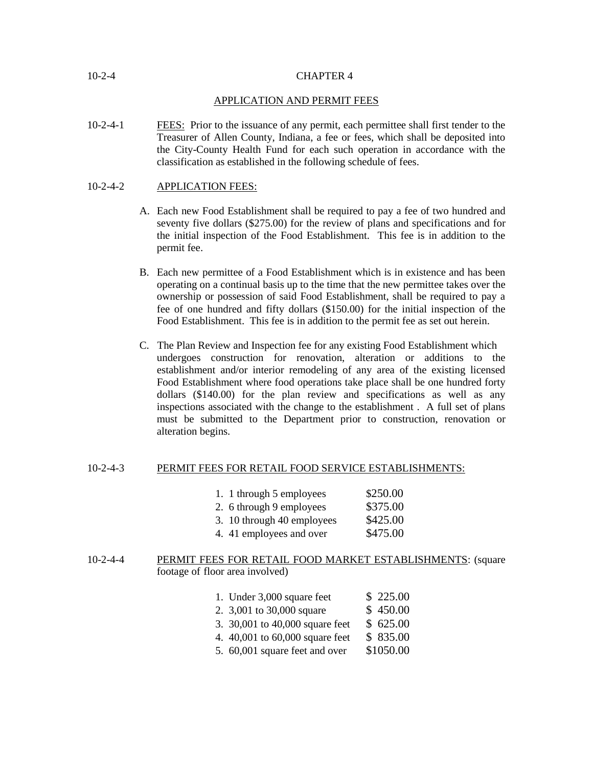10-2-4 CHAPTER 4

## APPLICATION AND PERMIT FEES

10-2-4-1 FEES: Prior to the issuance of any permit, each permittee shall first tender to the Treasurer of Allen County, Indiana, a fee or fees, which shall be deposited into the City-County Health Fund for each such operation in accordance with the classification as established in the following schedule of fees.

10-2-4-2 APPLICATION FEES:

A. Each new Food Establishment shall be required to pay a fee of two hundred and seventy five dollars ($275.00) for the review of plans and specifications and for the initial inspection of the Food Establishment. This fee is in addition to the permit fee.

B. Each new permittee of a Food Establishment which is in existence and has been operating on a continual basis up to the time that the new permittee takes over the ownership or possession of said Food Establishment, shall be required to pay a fee of one hundred and fifty dollars ($150.00) for the initial inspection of the Food Establishment. This fee is in addition to the permit fee as set out herein.

C. The Plan Review and Inspection fee for any existing Food Establishment which undergoes construction for renovation, alteration or additions to the establishment and/or interior remodeling of any area of the existing licensed Food Establishment where food operations take place shall be one hundred forty dollars ($140.00) for the plan review and specifications as well as any inspections associated with the change to the establishment . A full set of plans must be submitted to the Department prior to construction, renovation or alteration begins.

10-2-4-3 PERMIT FEES FOR RETAIL FOOD SERVICE ESTABLISHMENTS:

| | |
|---|---|
| 1. 1 through 5 employees | $250.00 |
| 2. 6 through 9 employees | $375.00 |
| 3. 10 through 40 employees | $425.00 |
| 4. 41 employees and over | $475.00 |

10-2-4-4 PERMIT FEES FOR RETAIL FOOD MARKET ESTABLISHMENTS: (square footage of floor area involved)

| | |
|---|---|
| 1. Under 3,000 square feet | $ 225.00 |
| 2. 3,001 to 30,000 square | $ 450.00 |
| 3. 30,001 to 40,000 square feet | $ 625.00 |
| 4. 40,001 to 60,000 square feet | $ 835.00 |
| 5. 60,001 square feet and over | $1050.00 |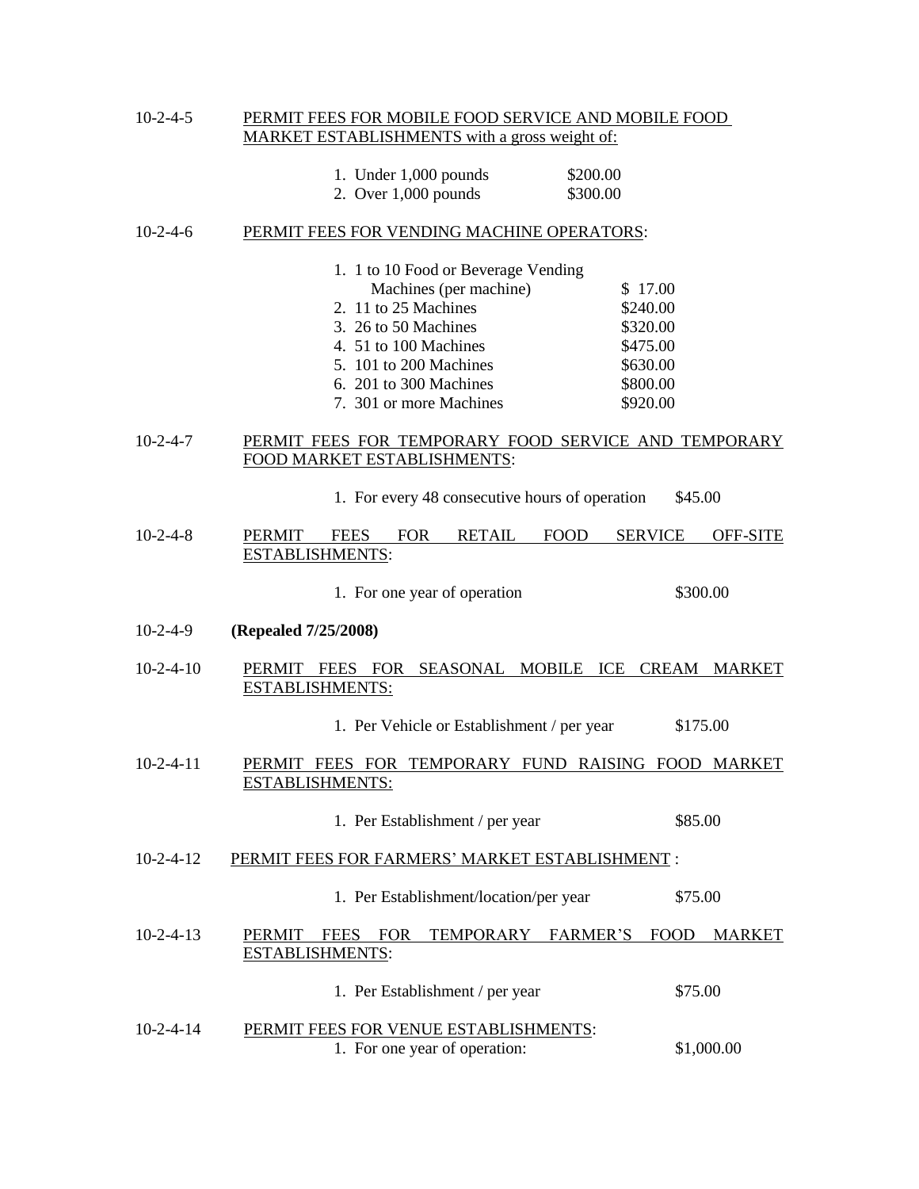10-2-4-5 PERMIT FEES FOR MOBILE FOOD SERVICE AND MOBILE FOOD MARKET ESTABLISHMENTS with a gross weight of:

| | |
|---|---|
| 1. Under 1,000 pounds | \$200.00 |
| 2. Over 1,000 pounds | \$300.00 |

10-2-4-6 PERMIT FEES FOR VENDING MACHINE OPERATORS:

| | |
|---|---|
| 1. 1 to 10 Food or Beverage Vending Machines (per machine) | \$ 17.00 |
| 2. 11 to 25 Machines | \$240.00 |
| 3. 26 to 50 Machines | \$320.00 |
| 4. 51 to 100 Machines | \$475.00 |
| 5. 101 to 200 Machines | \$630.00 |
| 6. 201 to 300 Machines | \$800.00 |
| 7. 301 or more Machines | \$920.00 |

10-2-4-7 PERMIT FEES FOR TEMPORARY FOOD SERVICE AND TEMPORARY FOOD MARKET ESTABLISHMENTS:

1. For every 48 consecutive hours of operation \$45.00

10-2-4-8 PERMIT FEES FOR RETAIL FOOD SERVICE OFF-SITE ESTABLISHMENTS:

1. For one year of operation \$300.00

10-2-4-9 **(Repealed 7/25/2008)**

10-2-4-10 PERMIT FEES FOR SEASONAL MOBILE ICE CREAM MARKET ESTABLISHMENTS:

1. Per Vehicle or Establishment / per year \$175.00

10-2-4-11 PERMIT FEES FOR TEMPORARY FUND RAISING FOOD MARKET ESTABLISHMENTS:

1. Per Establishment / per year \$85.00

10-2-4-12 PERMIT FEES FOR FARMERS' MARKET ESTABLISHMENT :

1. Per Establishment/location/per year \$75.00

10-2-4-13 PERMIT FEES FOR TEMPORARY FARMER'S FOOD MARKET ESTABLISHMENTS:

1. Per Establishment / per year \$75.00

10-2-4-14 PERMIT FEES FOR VENUE ESTABLISHMENTS:

1. For one year of operation: \$1,000.00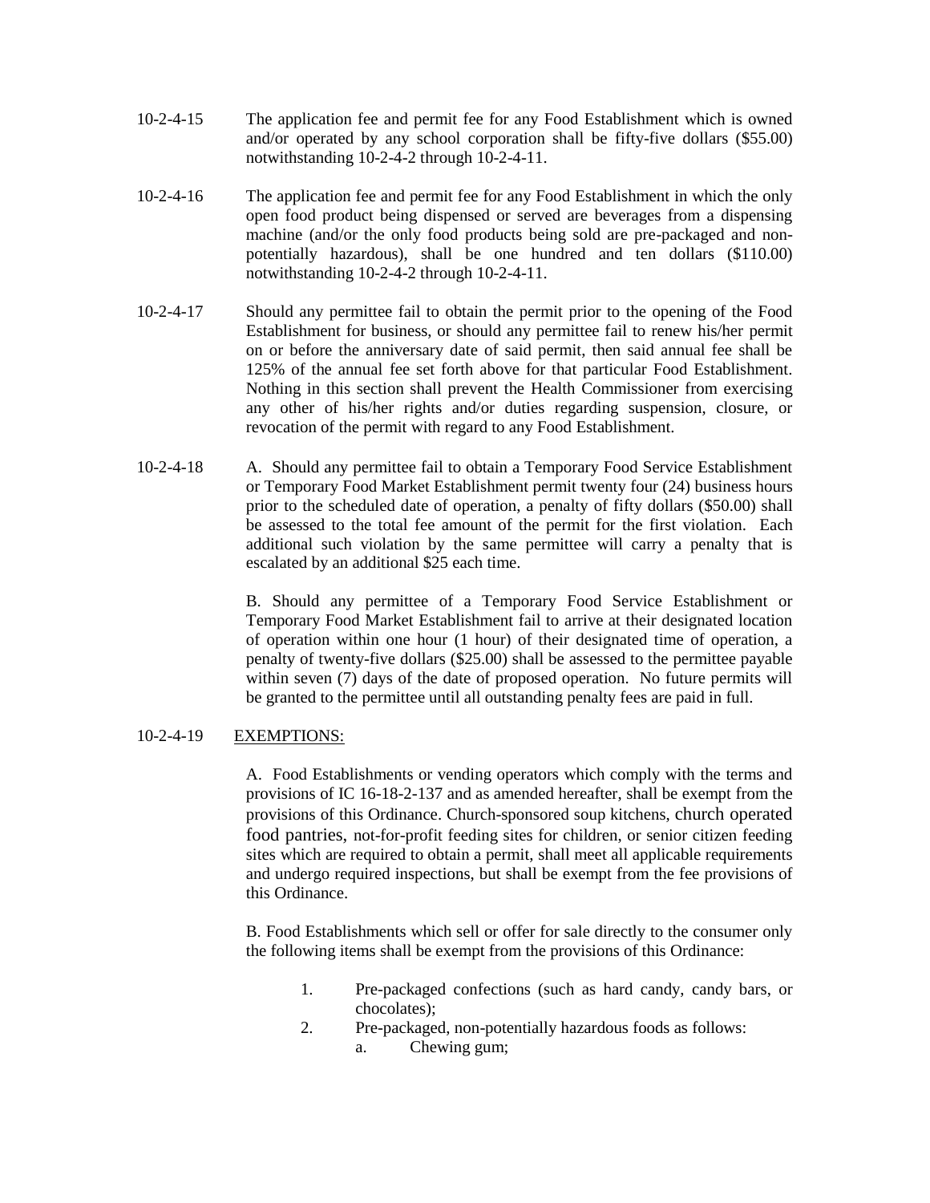10-2-4-15 The application fee and permit fee for any Food Establishment which is owned and/or operated by any school corporation shall be fifty-five dollars ($55.00) notwithstanding 10-2-4-2 through 10-2-4-11.

10-2-4-16 The application fee and permit fee for any Food Establishment in which the only open food product being dispensed or served are beverages from a dispensing machine (and/or the only food products being sold are pre-packaged and non-potentially hazardous), shall be one hundred and ten dollars ($110.00) notwithstanding 10-2-4-2 through 10-2-4-11.

10-2-4-17 Should any permittee fail to obtain the permit prior to the opening of the Food Establishment for business, or should any permittee fail to renew his/her permit on or before the anniversary date of said permit, then said annual fee shall be 125% of the annual fee set forth above for that particular Food Establishment. Nothing in this section shall prevent the Health Commissioner from exercising any other of his/her rights and/or duties regarding suspension, closure, or revocation of the permit with regard to any Food Establishment.

10-2-4-18 A. Should any permittee fail to obtain a Temporary Food Service Establishment or Temporary Food Market Establishment permit twenty four (24) business hours prior to the scheduled date of operation, a penalty of fifty dollars ($50.00) shall be assessed to the total fee amount of the permit for the first violation. Each additional such violation by the same permittee will carry a penalty that is escalated by an additional $25 each time.

B. Should any permittee of a Temporary Food Service Establishment or Temporary Food Market Establishment fail to arrive at their designated location of operation within one hour (1 hour) of their designated time of operation, a penalty of twenty-five dollars ($25.00) shall be assessed to the permittee payable within seven (7) days of the date of proposed operation. No future permits will be granted to the permittee until all outstanding penalty fees are paid in full.

10-2-4-19 <u>EXEMPTIONS:</u>

A. Food Establishments or vending operators which comply with the terms and provisions of IC 16-18-2-137 and as amended hereafter, shall be exempt from the provisions of this Ordinance. Church-sponsored soup kitchens, church operated food pantries, not-for-profit feeding sites for children, or senior citizen feeding sites which are required to obtain a permit, shall meet all applicable requirements and undergo required inspections, but shall be exempt from the fee provisions of this Ordinance.

B. Food Establishments which sell or offer for sale directly to the consumer only the following items shall be exempt from the provisions of this Ordinance:

1. Pre-packaged confections (such as hard candy, candy bars, or chocolates);
2. Pre-packaged, non-potentially hazardous foods as follows:
   a. Chewing gum;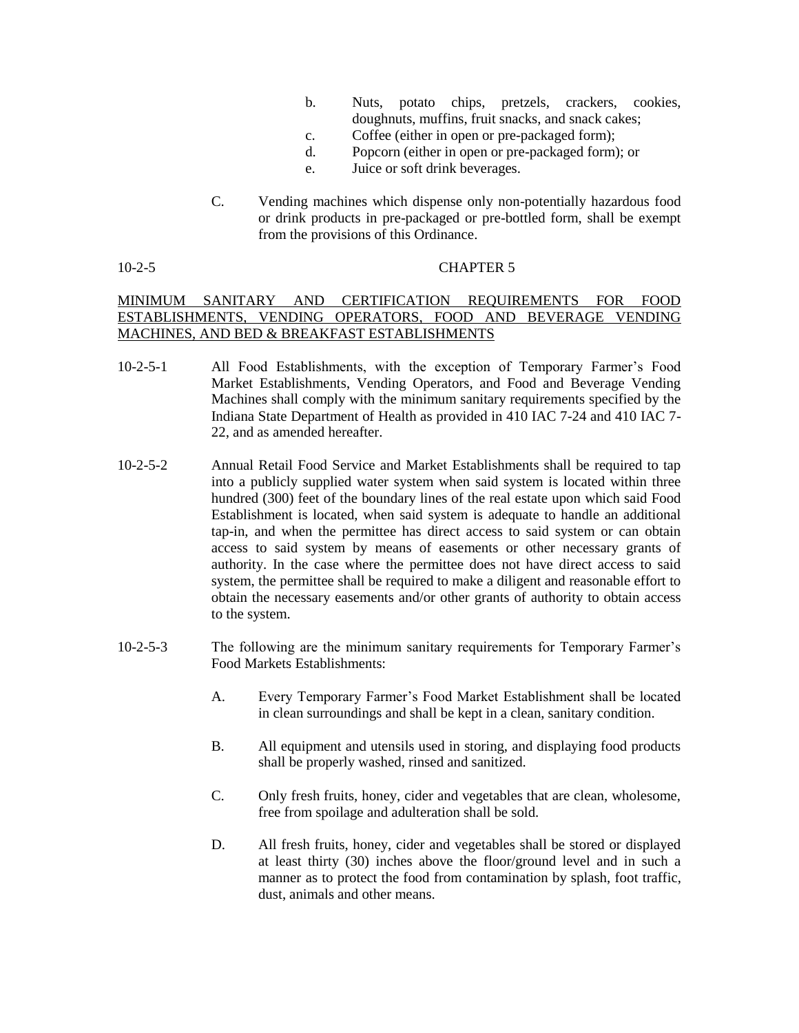b. Nuts, potato chips, pretzels, crackers, cookies, doughnuts, muffins, fruit snacks, and snack cakes;
   c. Coffee (either in open or pre-packaged form);
   d. Popcorn (either in open or pre-packaged form); or
   e. Juice or soft drink beverages.

C. Vending machines which dispense only non-potentially hazardous food or drink products in pre-packaged or pre-bottled form, shall be exempt from the provisions of this Ordinance.

10-2-5 CHAPTER 5

<u>MINIMUM SANITARY AND CERTIFICATION REQUIREMENTS FOR FOOD ESTABLISHMENTS, VENDING OPERATORS, FOOD AND BEVERAGE VENDING MACHINES, AND BED & BREAKFAST ESTABLISHMENTS</u>

10-2-5-1 All Food Establishments, with the exception of Temporary Farmer's Food Market Establishments, Vending Operators, and Food and Beverage Vending Machines shall comply with the minimum sanitary requirements specified by the Indiana State Department of Health as provided in 410 IAC 7-24 and 410 IAC 7-22, and as amended hereafter.

10-2-5-2 Annual Retail Food Service and Market Establishments shall be required to tap into a publicly supplied water system when said system is located within three hundred (300) feet of the boundary lines of the real estate upon which said Food Establishment is located, when said system is adequate to handle an additional tap-in, and when the permittee has direct access to said system or can obtain access to said system by means of easements or other necessary grants of authority. In the case where the permittee does not have direct access to said system, the permittee shall be required to make a diligent and reasonable effort to obtain the necessary easements and/or other grants of authority to obtain access to the system.

10-2-5-3 The following are the minimum sanitary requirements for Temporary Farmer's Food Markets Establishments:

A. Every Temporary Farmer's Food Market Establishment shall be located in clean surroundings and shall be kept in a clean, sanitary condition.

B. All equipment and utensils used in storing, and displaying food products shall be properly washed, rinsed and sanitized.

C. Only fresh fruits, honey, cider and vegetables that are clean, wholesome, free from spoilage and adulteration shall be sold.

D. All fresh fruits, honey, cider and vegetables shall be stored or displayed at least thirty (30) inches above the floor/ground level and in such a manner as to protect the food from contamination by splash, foot traffic, dust, animals and other means.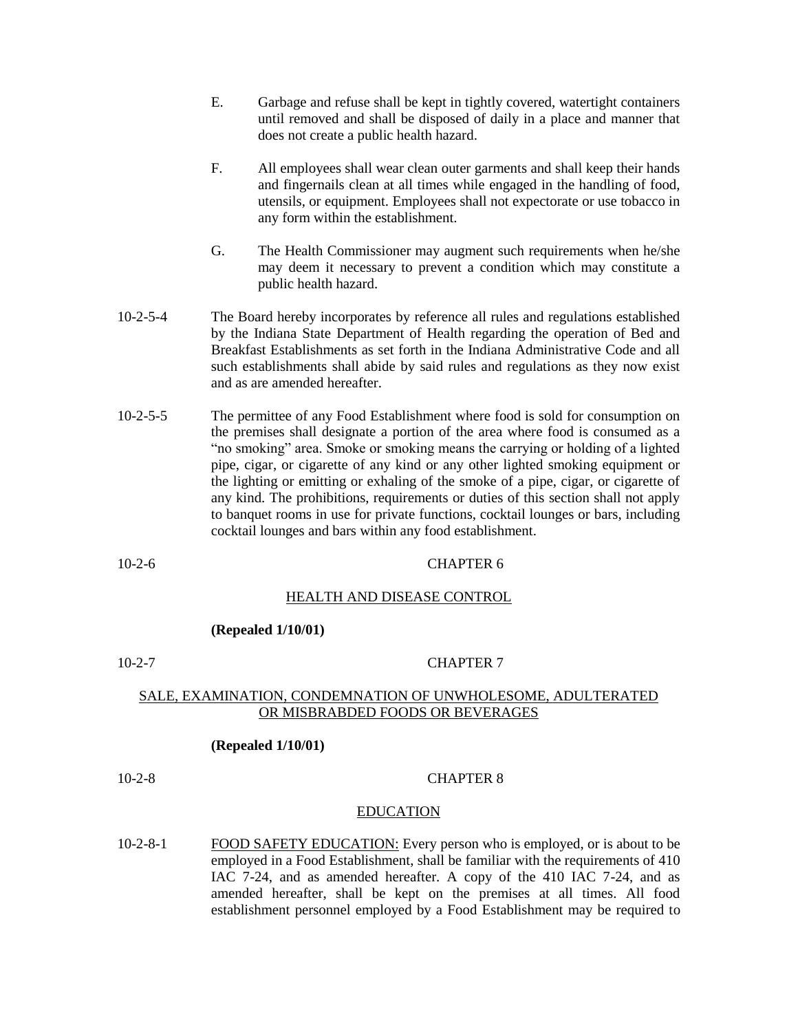E. Garbage and refuse shall be kept in tightly covered, watertight containers until removed and shall be disposed of daily in a place and manner that does not create a public health hazard.

F. All employees shall wear clean outer garments and shall keep their hands and fingernails clean at all times while engaged in the handling of food, utensils, or equipment. Employees shall not expectorate or use tobacco in any form within the establishment.

G. The Health Commissioner may augment such requirements when he/she may deem it necessary to prevent a condition which may constitute a public health hazard.

10-2-5-4 The Board hereby incorporates by reference all rules and regulations established by the Indiana State Department of Health regarding the operation of Bed and Breakfast Establishments as set forth in the Indiana Administrative Code and all such establishments shall abide by said rules and regulations as they now exist and as are amended hereafter.

10-2-5-5 The permittee of any Food Establishment where food is sold for consumption on the premises shall designate a portion of the area where food is consumed as a "no smoking" area. Smoke or smoking means the carrying or holding of a lighted pipe, cigar, or cigarette of any kind or any other lighted smoking equipment or the lighting or emitting or exhaling of the smoke of a pipe, cigar, or cigarette of any kind. The prohibitions, requirements or duties of this section shall not apply to banquet rooms in use for private functions, cocktail lounges or bars, including cocktail lounges and bars within any food establishment.

## 10-2-6 CHAPTER 6

### HEALTH AND DISEASE CONTROL

**(Repealed 1/10/01)**

## 10-2-7 CHAPTER 7

### SALE, EXAMINATION, CONDEMNATION OF UNWHOLESOME, ADULTERATED OR MISBRABDED FOODS OR BEVERAGES

**(Repealed 1/10/01)**

## 10-2-8 CHAPTER 8

### EDUCATION

10-2-8-1 FOOD SAFETY EDUCATION: Every person who is employed, or is about to be employed in a Food Establishment, shall be familiar with the requirements of 410 IAC 7-24, and as amended hereafter. A copy of the 410 IAC 7-24, and as amended hereafter, shall be kept on the premises at all times. All food establishment personnel employed by a Food Establishment may be required to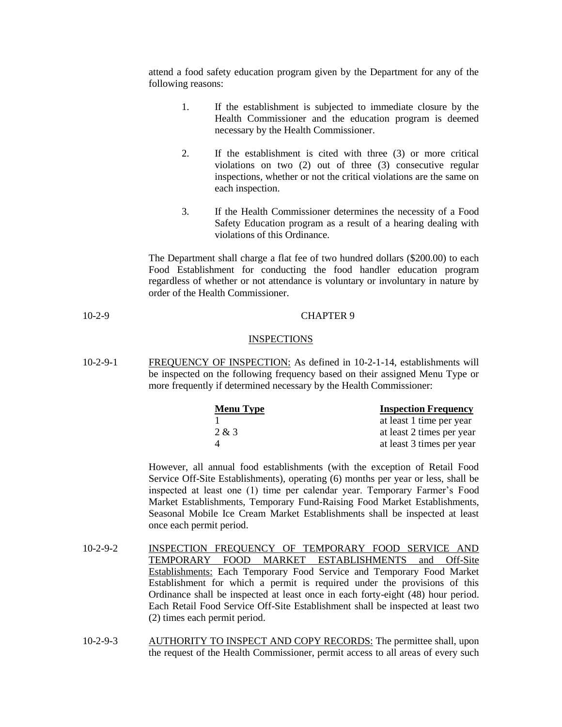attend a food safety education program given by the Department for any of the following reasons:

1. If the establishment is subjected to immediate closure by the Health Commissioner and the education program is deemed necessary by the Health Commissioner.

2. If the establishment is cited with three (3) or more critical violations on two (2) out of three (3) consecutive regular inspections, whether or not the critical violations are the same on each inspection.

3. If the Health Commissioner determines the necessity of a Food Safety Education program as a result of a hearing dealing with violations of this Ordinance.

The Department shall charge a flat fee of two hundred dollars ($200.00) to each Food Establishment for conducting the food handler education program regardless of whether or not attendance is voluntary or involuntary in nature by order of the Health Commissioner.

10-2-9 CHAPTER 9

## INSPECTIONS

10-2-9-1 FREQUENCY OF INSPECTION: As defined in 10-2-1-14, establishments will be inspected on the following frequency based on their assigned Menu Type or more frequently if determined necessary by the Health Commissioner:

| Menu Type | Inspection Frequency |
|---|---|
| 1 | at least 1 time per year |
| 2 & 3 | at least 2 times per year |
| 4 | at least 3 times per year |

However, all annual food establishments (with the exception of Retail Food Service Off-Site Establishments), operating (6) months per year or less, shall be inspected at least one (1) time per calendar year. Temporary Farmer's Food Market Establishments, Temporary Fund-Raising Food Market Establishments, Seasonal Mobile Ice Cream Market Establishments shall be inspected at least once each permit period.

10-2-9-2 INSPECTION FREQUENCY OF TEMPORARY FOOD SERVICE AND TEMPORARY FOOD MARKET ESTABLISHMENTS and Off-Site Establishments: Each Temporary Food Service and Temporary Food Market Establishment for which a permit is required under the provisions of this Ordinance shall be inspected at least once in each forty-eight (48) hour period. Each Retail Food Service Off-Site Establishment shall be inspected at least two (2) times each permit period.

10-2-9-3 AUTHORITY TO INSPECT AND COPY RECORDS: The permittee shall, upon the request of the Health Commissioner, permit access to all areas of every such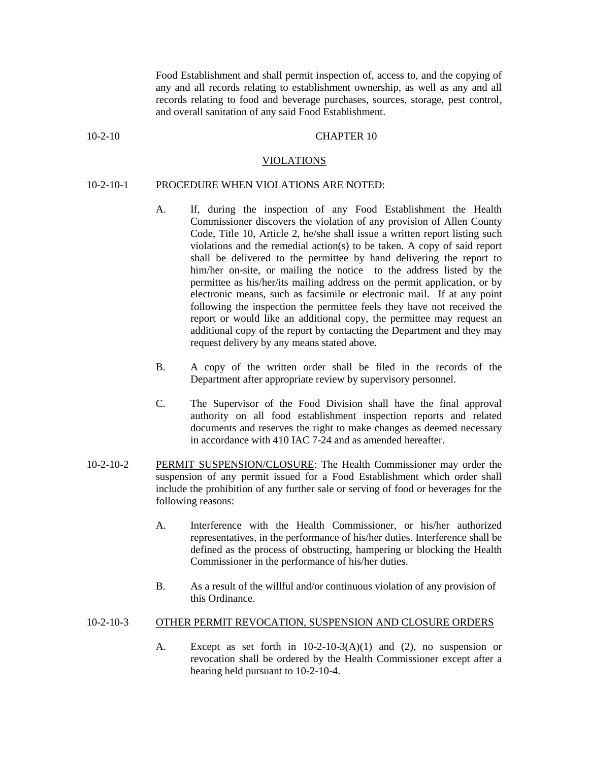Food Establishment and shall permit inspection of, access to, and the copying of any and all records relating to establishment ownership, as well as any and all records relating to food and beverage purchases, sources, storage, pest control, and overall sanitation of any said Food Establishment.

10-2-10 CHAPTER 10

## VIOLATIONS

### 10-2-10-1 PROCEDURE WHEN VIOLATIONS ARE NOTED:

A. If, during the inspection of any Food Establishment the Health Commissioner discovers the violation of any provision of Allen County Code, Title 10, Article 2, he/she shall issue a written report listing such violations and the remedial action(s) to be taken. A copy of said report shall be delivered to the permittee by hand delivering the report to him/her on-site, or mailing the notice to the address listed by the permittee as his/her/its mailing address on the permit application, or by electronic means, such as facsimile or electronic mail. If at any point following the inspection the permittee feels they have not received the report or would like an additional copy, the permittee may request an additional copy of the report by contacting the Department and they may request delivery by any means stated above.

B. A copy of the written order shall be filed in the records of the Department after appropriate review by supervisory personnel.

C. The Supervisor of the Food Division shall have the final approval authority on all food establishment inspection reports and related documents and reserves the right to make changes as deemed necessary in accordance with 410 IAC 7-24 and as amended hereafter.

### 10-2-10-2 PERMIT SUSPENSION/CLOSURE:

The Health Commissioner may order the suspension of any permit issued for a Food Establishment which order shall include the prohibition of any further sale or serving of food or beverages for the following reasons:

A. Interference with the Health Commissioner, or his/her authorized representatives, in the performance of his/her duties. Interference shall be defined as the process of obstructing, hampering or blocking the Health Commissioner in the performance of his/her duties.

B. As a result of the willful and/or continuous violation of any provision of this Ordinance.

### 10-2-10-3 OTHER PERMIT REVOCATION, SUSPENSION AND CLOSURE ORDERS

A. Except as set forth in 10-2-10-3(A)(1) and (2), no suspension or revocation shall be ordered by the Health Commissioner except after a hearing held pursuant to 10-2-10-4.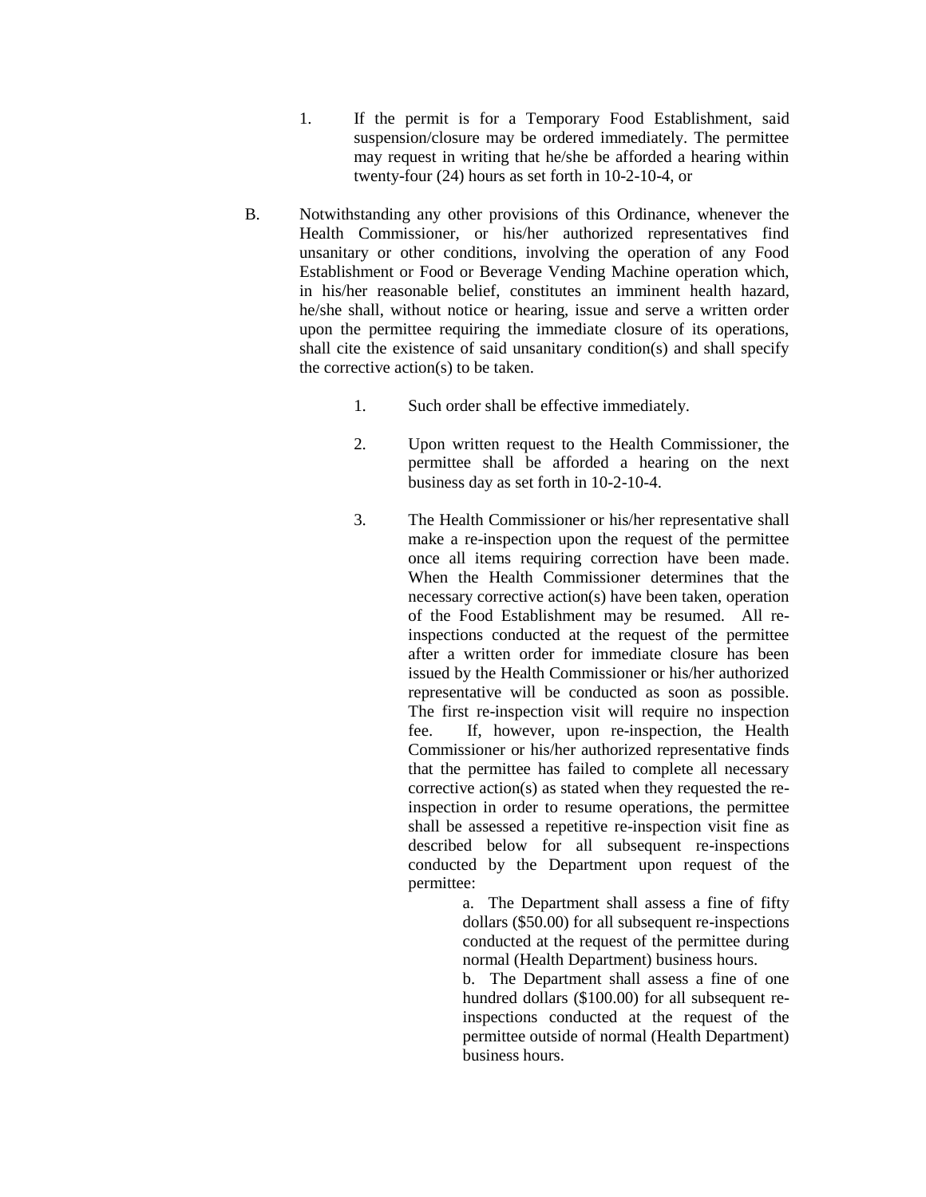1. If the permit is for a Temporary Food Establishment, said suspension/closure may be ordered immediately. The permittee may request in writing that he/she be afforded a hearing within twenty-four (24) hours as set forth in 10-2-10-4, or

B. Notwithstanding any other provisions of this Ordinance, whenever the Health Commissioner, or his/her authorized representatives find unsanitary or other conditions, involving the operation of any Food Establishment or Food or Beverage Vending Machine operation which, in his/her reasonable belief, constitutes an imminent health hazard, he/she shall, without notice or hearing, issue and serve a written order upon the permittee requiring the immediate closure of its operations, shall cite the existence of said unsanitary condition(s) and shall specify the corrective action(s) to be taken.

   1. Such order shall be effective immediately.

   2. Upon written request to the Health Commissioner, the permittee shall be afforded a hearing on the next business day as set forth in 10-2-10-4.

   3. The Health Commissioner or his/her representative shall make a re-inspection upon the request of the permittee once all items requiring correction have been made. When the Health Commissioner determines that the necessary corrective action(s) have been taken, operation of the Food Establishment may be resumed. All re-inspections conducted at the request of the permittee after a written order for immediate closure has been issued by the Health Commissioner or his/her authorized representative will be conducted as soon as possible. The first re-inspection visit will require no inspection fee. If, however, upon re-inspection, the Health Commissioner or his/her authorized representative finds that the permittee has failed to complete all necessary corrective action(s) as stated when they requested the re-inspection in order to resume operations, the permittee shall be assessed a repetitive re-inspection visit fine as described below for all subsequent re-inspections conducted by the Department upon request of the permittee:

      a. The Department shall assess a fine of fifty dollars ($50.00) for all subsequent re-inspections conducted at the request of the permittee during normal (Health Department) business hours.

      b. The Department shall assess a fine of one hundred dollars ($100.00) for all subsequent re-inspections conducted at the request of the permittee outside of normal (Health Department) business hours.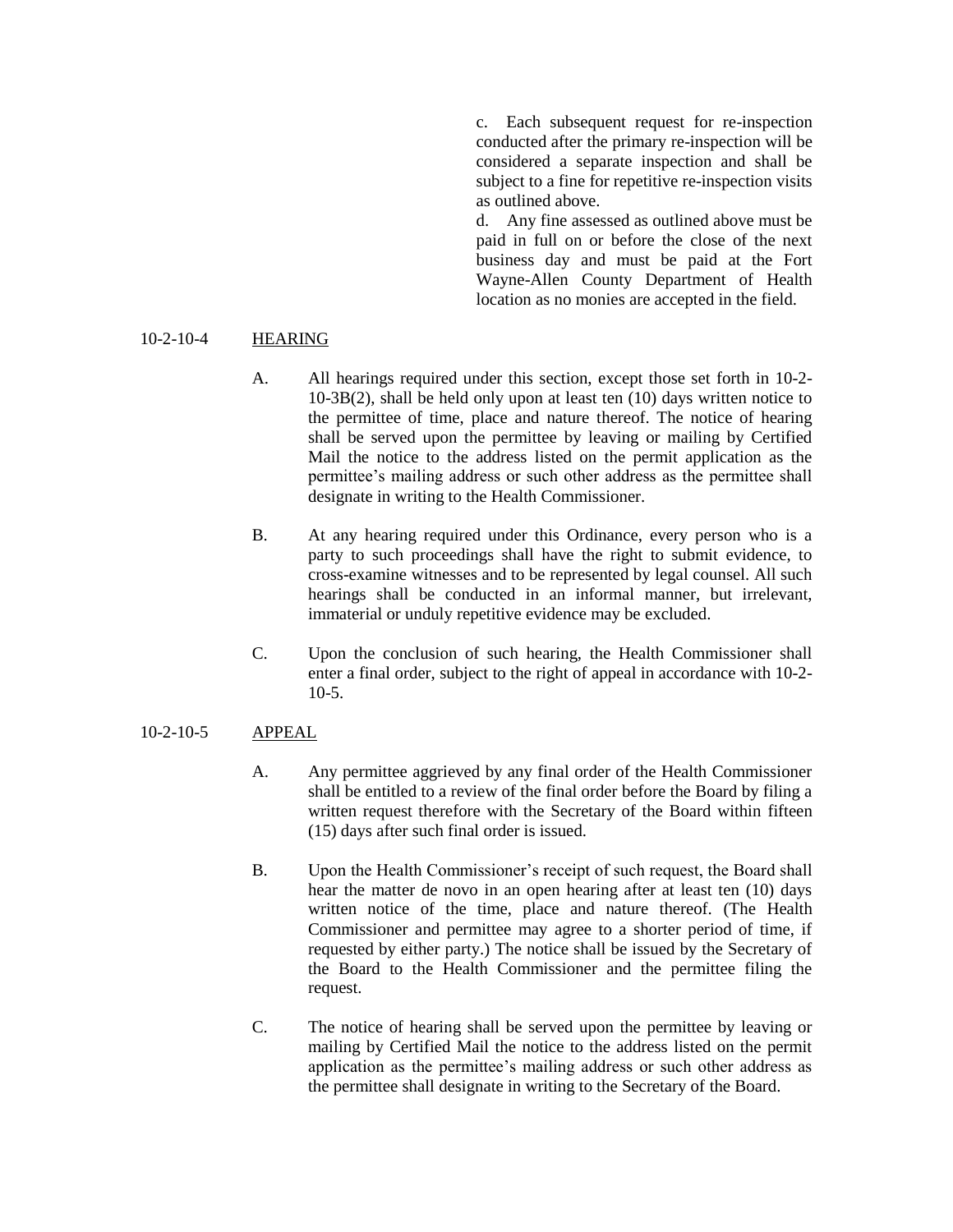c. Each subsequent request for re-inspection conducted after the primary re-inspection will be considered a separate inspection and shall be subject to a fine for repetitive re-inspection visits as outlined above.

d. Any fine assessed as outlined above must be paid in full on or before the close of the next business day and must be paid at the Fort Wayne-Allen County Department of Health location as no monies are accepted in the field.

10-2-10-4 HEARING

A. All hearings required under this section, except those set forth in 10-2-10-3B(2), shall be held only upon at least ten (10) days written notice to the permittee of time, place and nature thereof. The notice of hearing shall be served upon the permittee by leaving or mailing by Certified Mail the notice to the address listed on the permit application as the permittee's mailing address or such other address as the permittee shall designate in writing to the Health Commissioner.

B. At any hearing required under this Ordinance, every person who is a party to such proceedings shall have the right to submit evidence, to cross-examine witnesses and to be represented by legal counsel. All such hearings shall be conducted in an informal manner, but irrelevant, immaterial or unduly repetitive evidence may be excluded.

C. Upon the conclusion of such hearing, the Health Commissioner shall enter a final order, subject to the right of appeal in accordance with 10-2-10-5.

10-2-10-5 APPEAL

A. Any permittee aggrieved by any final order of the Health Commissioner shall be entitled to a review of the final order before the Board by filing a written request therefore with the Secretary of the Board within fifteen (15) days after such final order is issued.

B. Upon the Health Commissioner's receipt of such request, the Board shall hear the matter de novo in an open hearing after at least ten (10) days written notice of the time, place and nature thereof. (The Health Commissioner and permittee may agree to a shorter period of time, if requested by either party.) The notice shall be issued by the Secretary of the Board to the Health Commissioner and the permittee filing the request.

C. The notice of hearing shall be served upon the permittee by leaving or mailing by Certified Mail the notice to the address listed on the permit application as the permittee's mailing address or such other address as the permittee shall designate in writing to the Secretary of the Board.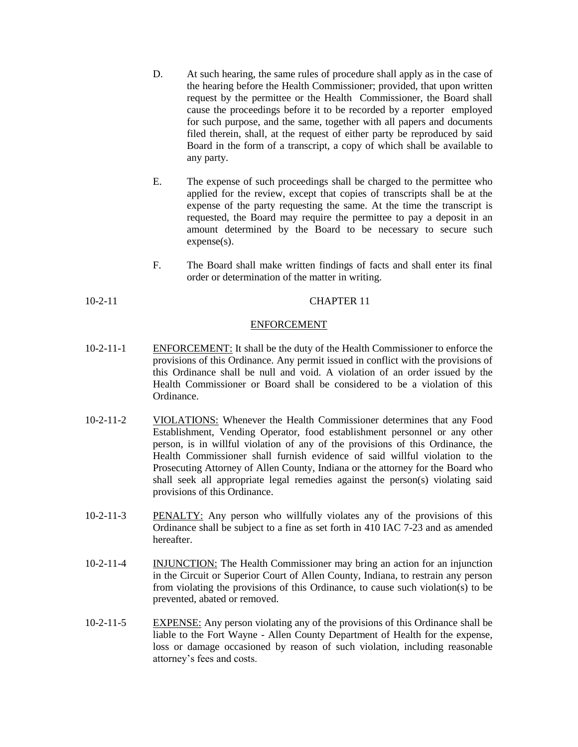D. At such hearing, the same rules of procedure shall apply as in the case of the hearing before the Health Commissioner; provided, that upon written request by the permittee or the Health Commissioner, the Board shall cause the proceedings before it to be recorded by a reporter employed for such purpose, and the same, together with all papers and documents filed therein, shall, at the request of either party be reproduced by said Board in the form of a transcript, a copy of which shall be available to any party.

E. The expense of such proceedings shall be charged to the permittee who applied for the review, except that copies of transcripts shall be at the expense of the party requesting the same. At the time the transcript is requested, the Board may require the permittee to pay a deposit in an amount determined by the Board to be necessary to secure such expense(s).

F. The Board shall make written findings of facts and shall enter its final order or determination of the matter in writing.

10-2-11 CHAPTER 11

## ENFORCEMENT

10-2-11-1 ENFORCEMENT: It shall be the duty of the Health Commissioner to enforce the provisions of this Ordinance. Any permit issued in conflict with the provisions of this Ordinance shall be null and void. A violation of an order issued by the Health Commissioner or Board shall be considered to be a violation of this Ordinance.

10-2-11-2 VIOLATIONS: Whenever the Health Commissioner determines that any Food Establishment, Vending Operator, food establishment personnel or any other person, is in willful violation of any of the provisions of this Ordinance, the Health Commissioner shall furnish evidence of said willful violation to the Prosecuting Attorney of Allen County, Indiana or the attorney for the Board who shall seek all appropriate legal remedies against the person(s) violating said provisions of this Ordinance.

10-2-11-3 PENALTY: Any person who willfully violates any of the provisions of this Ordinance shall be subject to a fine as set forth in 410 IAC 7-23 and as amended hereafter.

10-2-11-4 INJUNCTION: The Health Commissioner may bring an action for an injunction in the Circuit or Superior Court of Allen County, Indiana, to restrain any person from violating the provisions of this Ordinance, to cause such violation(s) to be prevented, abated or removed.

10-2-11-5 EXPENSE: Any person violating any of the provisions of this Ordinance shall be liable to the Fort Wayne - Allen County Department of Health for the expense, loss or damage occasioned by reason of such violation, including reasonable attorney's fees and costs.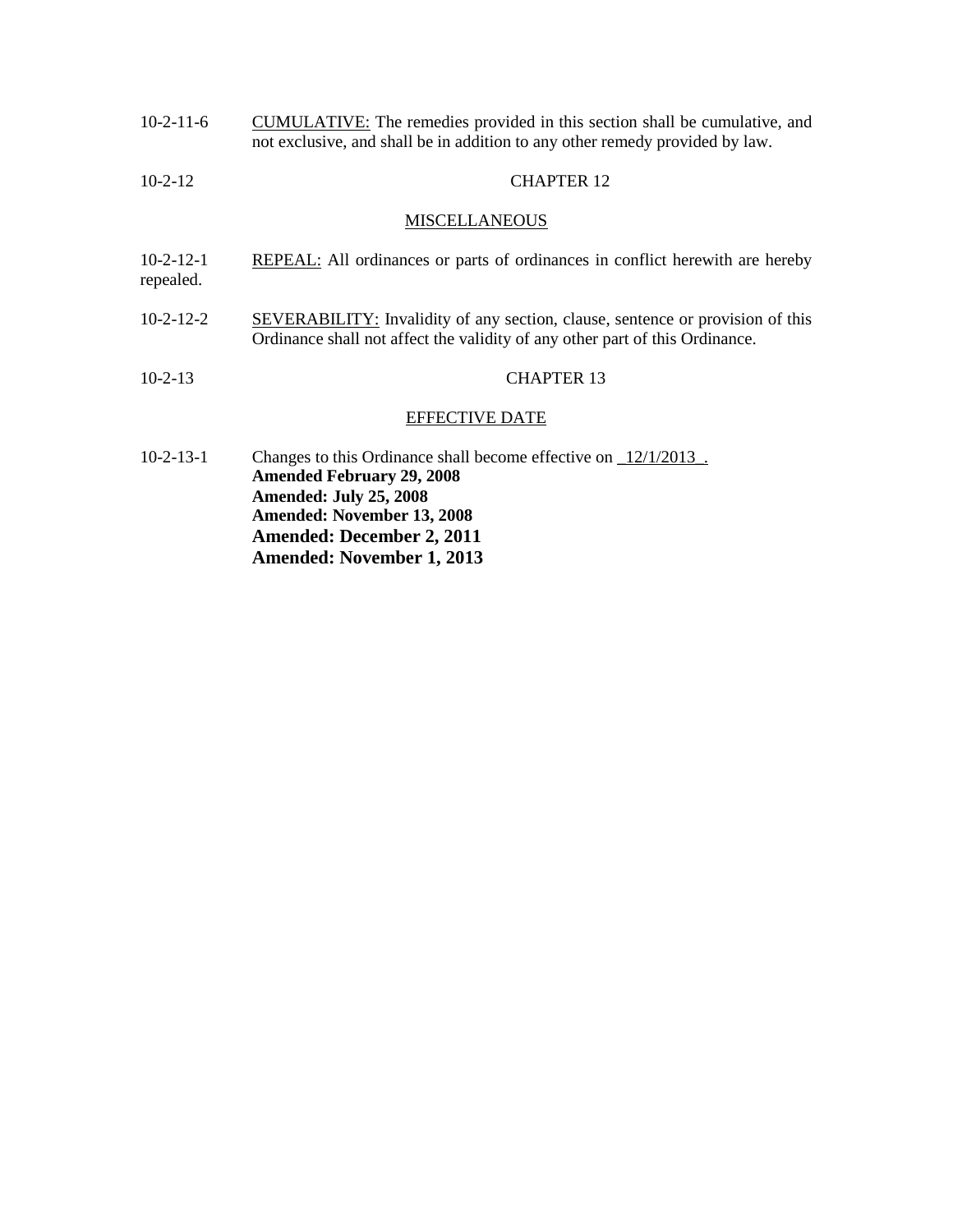10-2-11-6 CUMULATIVE: The remedies provided in this section shall be cumulative, and not exclusive, and shall be in addition to any other remedy provided by law.

10-2-12 CHAPTER 12

MISCELLANEOUS

10-2-12-1 REPEAL: All ordinances or parts of ordinances in conflict herewith are hereby repealed.

10-2-12-2 SEVERABILITY: Invalidity of any section, clause, sentence or provision of this Ordinance shall not affect the validity of any other part of this Ordinance.

10-2-13 CHAPTER 13

EFFECTIVE DATE

10-2-13-1 Changes to this Ordinance shall become effective on _12/1/2013_.

**Amended February 29, 2008**
**Amended: July 25, 2008**
**Amended: November 13, 2008**
**Amended: December 2, 2011**
**Amended: November 1, 2013**